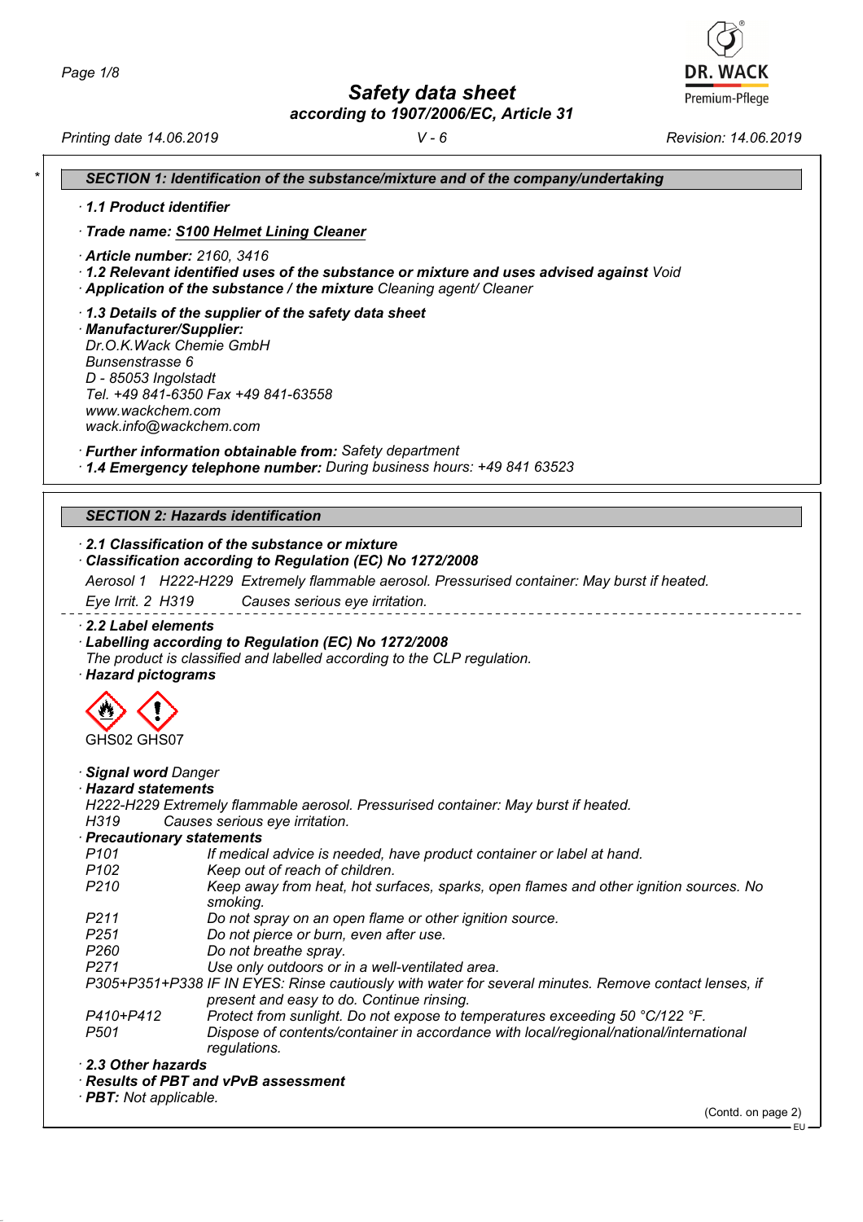# Safety data sheet
### according to 1907/2006/EC, Article 31

Printing date 14.06.2019 | V - 6 | Revision: 14.06.2019

## SECTION 1: Identification of the substance/mixture and of the company/undertaking

· **1.1 Product identifier**

· **Trade name: S100 Helmet Lining Cleaner**

· **Article number:** 2160, 3416
· **1.2 Relevant identified uses of the substance or mixture and uses advised against** Void
· **Application of the substance / the mixture** Cleaning agent/ Cleaner

· **1.3 Details of the supplier of the safety data sheet**
· **Manufacturer/Supplier:**
Dr.O.K.Wack Chemie GmbH
Bunsenstrasse 6
D - 85053 Ingolstadt
Tel. +49 841-6350 Fax +49 841-63558
www.wackchem.com
wack.info@wackchem.com

· **Further information obtainable from:** Safety department
· **1.4 Emergency telephone number:** During business hours: +49 841 63523

## SECTION 2: Hazards identification

· **2.1 Classification of the substance or mixture**
· **Classification according to Regulation (EC) No 1272/2008**

Aerosol 1 H222-H229 Extremely flammable aerosol. Pressurised container: May burst if heated.

Eye Irrit. 2 H319 Causes serious eye irritation.

· **2.2 Label elements**
· **Labelling according to Regulation (EC) No 1272/2008**
The product is classified and labelled according to the CLP regulation.
· **Hazard pictograms**

GHS02 GHS07

· **Signal word** Danger
· **Hazard statements**
H222-H229 Extremely flammable aerosol. Pressurised container: May burst if heated.
H319 Causes serious eye irritation.
· **Precautionary statements**

| | |
|---|---|
| P101 | If medical advice is needed, have product container or label at hand. |
| P102 | Keep out of reach of children. |
| P210 | Keep away from heat, hot surfaces, sparks, open flames and other ignition sources. No smoking. |
| P211 | Do not spray on an open flame or other ignition source. |
| P251 | Do not pierce or burn, even after use. |
| P260 | Do not breathe spray. |
| P271 | Use only outdoors or in a well-ventilated area. |
| P305+P351+P338 | IF IN EYES: Rinse cautiously with water for several minutes. Remove contact lenses, if present and easy to do. Continue rinsing. |
| P410+P412 | Protect from sunlight. Do not expose to temperatures exceeding 50 °C/122 °F. |
| P501 | Dispose of contents/container in accordance with local/regional/national/international regulations. |

· **2.3 Other hazards**
· **Results of PBT and vPvB assessment**
· **PBT:** Not applicable.

(Contd. on page 2)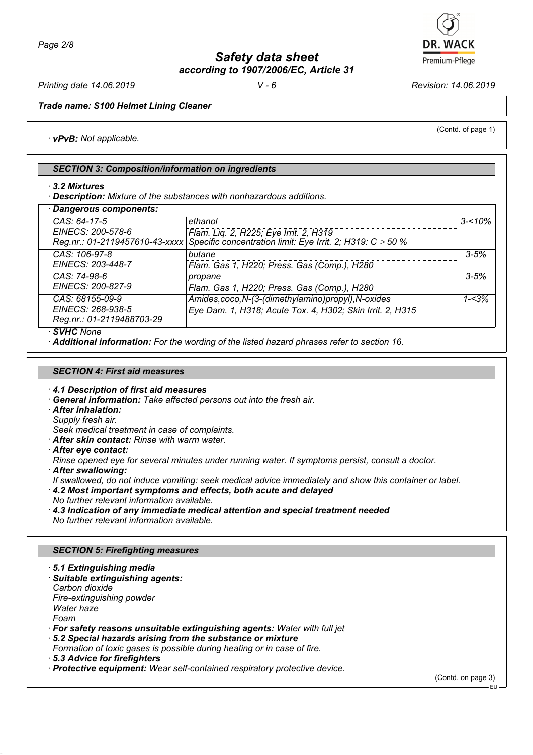**Trade name: S100 Helmet Lining Cleaner**

(Contd. of page 1)

· **vPvB:** Not applicable.

## SECTION 3: Composition/information on ingredients

· **3.2 Mixtures**

· **Description:** Mixture of the substances with nonhazardous additions.

· **Dangerous components:**

| | | |
|---|---|---|
| CAS: 64-17-5<br>EINECS: 200-578-6<br>Reg.nr.: 01-2119457610-43-xxxx | ethanol<br>Flam. Liq. 2, H225; Eye Irrit. 2, H319<br>Specific concentration limit: Eye Irrit. 2; H319: C ≥ 50 % | 3-<10% |
| CAS: 106-97-8<br>EINECS: 203-448-7 | butane<br>Flam. Gas 1, H220; Press. Gas (Comp.), H280 | 3-5% |
| CAS: 74-98-6<br>EINECS: 200-827-9 | propane<br>Flam. Gas 1, H220; Press. Gas (Comp.), H280 | 3-5% |
| CAS: 68155-09-9<br>EINECS: 268-938-5<br>Reg.nr.: 01-2119488703-29 | Amides,coco,N-(3-(dimethylamino)propyl),N-oxides<br>Eye Dam. 1, H318; Acute Tox. 4, H302; Skin Irrit. 2, H315 | 1-<3% |

· **SVHC** None

· **Additional information:** For the wording of the listed hazard phrases refer to section 16.

## SECTION 4: First aid measures

· **4.1 Description of first aid measures**

· **General information:** Take affected persons out into the fresh air.

· **After inhalation:**

Supply fresh air.

Seek medical treatment in case of complaints.

· **After skin contact:** Rinse with warm water.

· **After eye contact:**

Rinse opened eye for several minutes under running water. If symptoms persist, consult a doctor.

· **After swallowing:**

If swallowed, do not induce vomiting: seek medical advice immediately and show this container or label.

· **4.2 Most important symptoms and effects, both acute and delayed**

No further relevant information available.

· **4.3 Indication of any immediate medical attention and special treatment needed**

No further relevant information available.

## SECTION 5: Firefighting measures

· **5.1 Extinguishing media**

· **Suitable extinguishing agents:**

Carbon dioxide

Fire-extinguishing powder

Water haze

Foam

· **For safety reasons unsuitable extinguishing agents:** Water with full jet

· **5.2 Special hazards arising from the substance or mixture**

Formation of toxic gases is possible during heating or in case of fire.

· **5.3 Advice for firefighters**

· **Protective equipment:** Wear self-contained respiratory protective device.

(Contd. on page 3)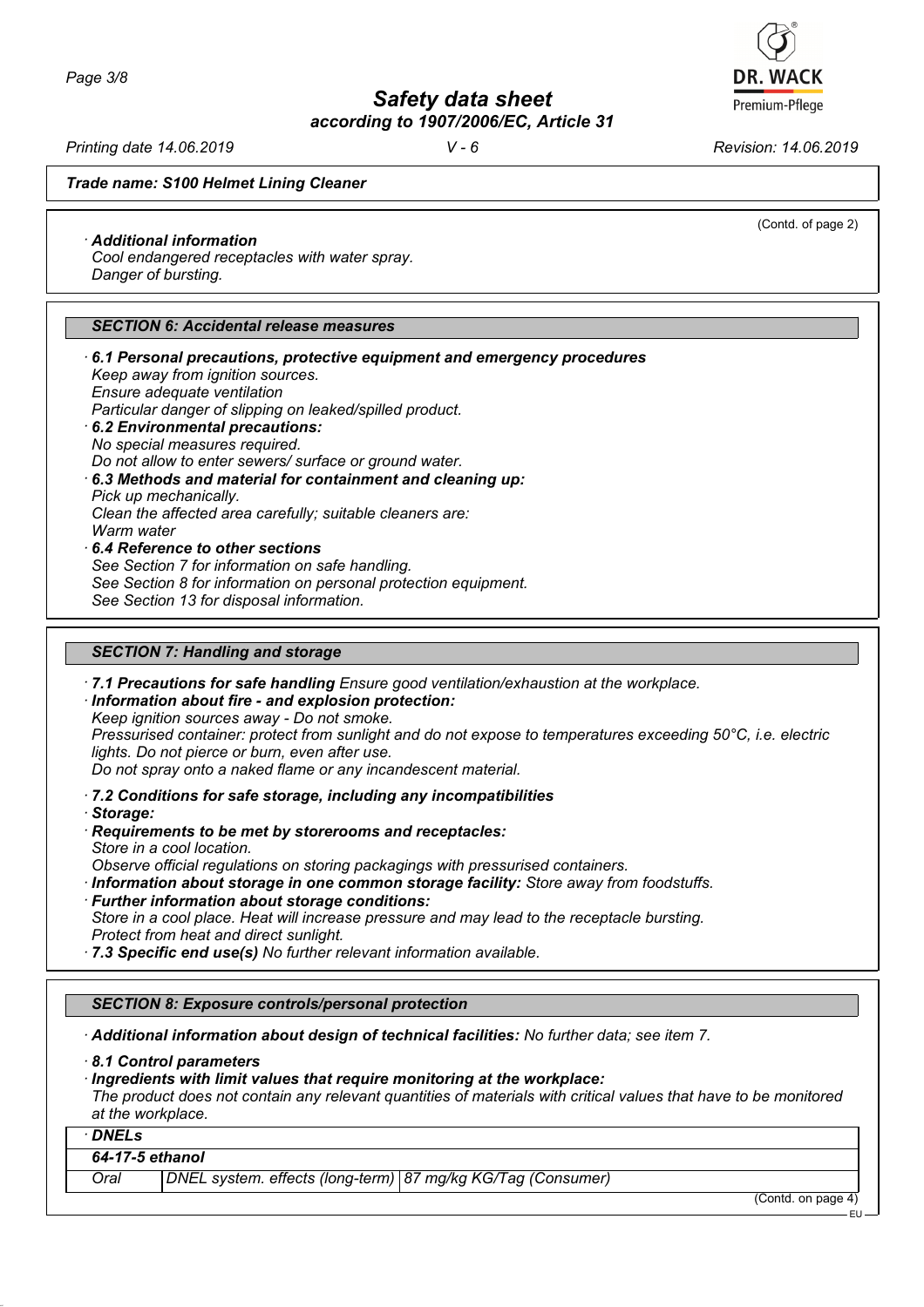**Trade name: S100 Helmet Lining Cleaner**

(Contd. of page 2)

· **Additional information**
Cool endangered receptacles with water spray.
Danger of bursting.

## SECTION 6: Accidental release measures

· **6.1 Personal precautions, protective equipment and emergency procedures**
Keep away from ignition sources.
Ensure adequate ventilation
Particular danger of slipping on leaked/spilled product.

· **6.2 Environmental precautions:**
No special measures required.
Do not allow to enter sewers/ surface or ground water.

· **6.3 Methods and material for containment and cleaning up:**
Pick up mechanically.
Clean the affected area carefully; suitable cleaners are:
Warm water

· **6.4 Reference to other sections**
See Section 7 for information on safe handling.
See Section 8 for information on personal protection equipment.
See Section 13 for disposal information.

## SECTION 7: Handling and storage

· **7.1 Precautions for safe handling** Ensure good ventilation/exhaustion at the workplace.

· **Information about fire - and explosion protection:**
Keep ignition sources away - Do not smoke.
Pressurised container: protect from sunlight and do not expose to temperatures exceeding 50°C, i.e. electric lights. Do not pierce or burn, even after use.
Do not spray onto a naked flame or any incandescent material.

· **7.2 Conditions for safe storage, including any incompatibilities**

· **Storage:**

· **Requirements to be met by storerooms and receptacles:**
Store in a cool location.
Observe official regulations on storing packagings with pressurised containers.

· **Information about storage in one common storage facility:** Store away from foodstuffs.

· **Further information about storage conditions:**
Store in a cool place. Heat will increase pressure and may lead to the receptacle bursting.
Protect from heat and direct sunlight.

· **7.3 Specific end use(s)** No further relevant information available.

## SECTION 8: Exposure controls/personal protection

· **Additional information about design of technical facilities:** No further data; see item 7.

· **8.1 Control parameters**

· **Ingredients with limit values that require monitoring at the workplace:**
The product does not contain any relevant quantities of materials with critical values that have to be monitored at the workplace.

| · **DNELs** | | |
|---|---|---|
| **64-17-5 ethanol** | | |
| Oral | DNEL system. effects (long-term) | 87 mg/kg KG/Tag (Consumer) |

(Contd. on page 4)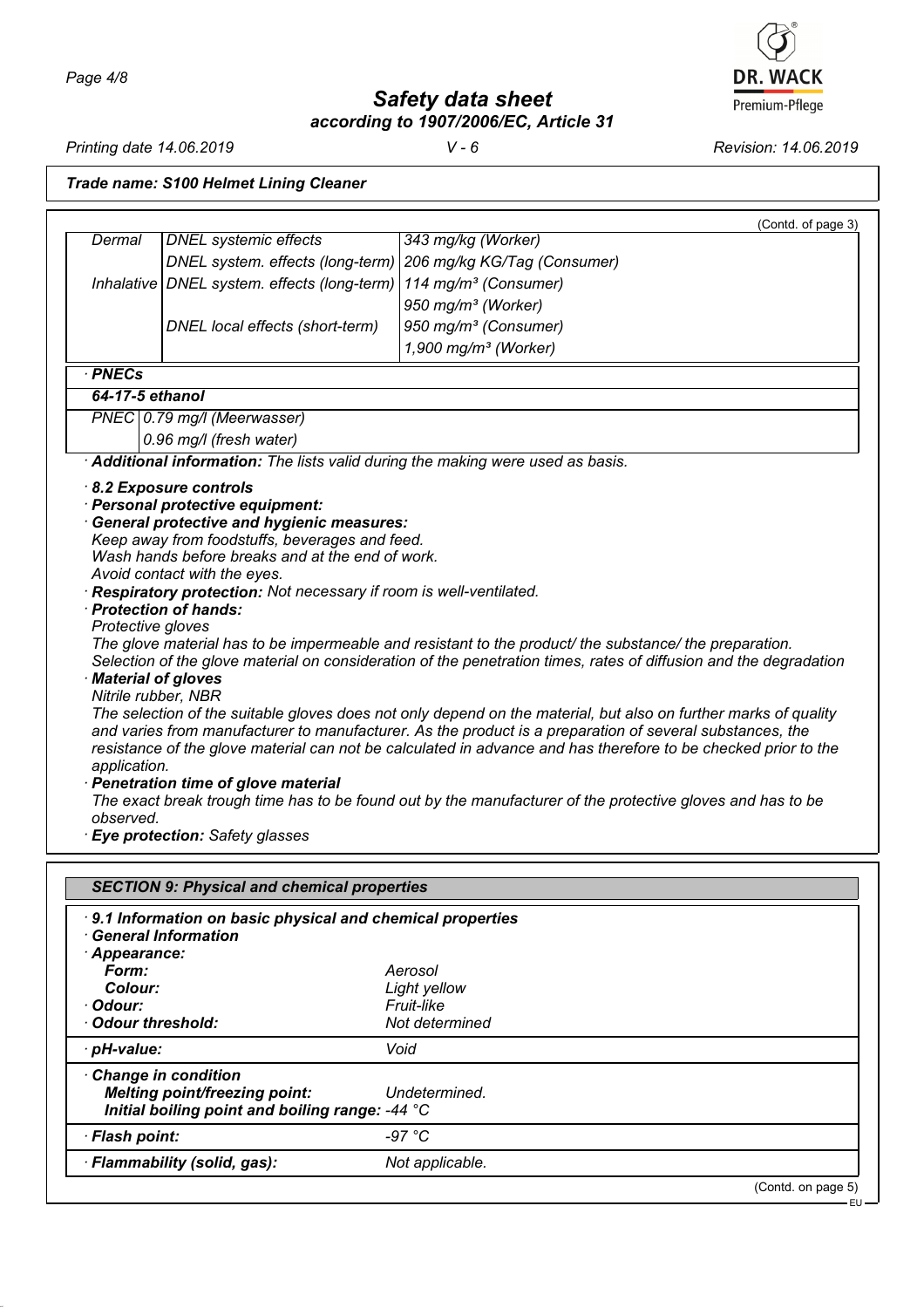*Trade name: S100 Helmet Lining Cleaner*

(Contd. of page 3)

| | | |
|---|---|---|
| Dermal | DNEL systemic effects | 343 mg/kg (Worker) |
| | DNEL system. effects (long-term) | 206 mg/kg KG/Tag (Consumer) |
| Inhalative | DNEL system. effects (long-term) | 114 mg/m³ (Consumer) |
| | | 950 mg/m³ (Worker) |
| | DNEL local effects (short-term) | 950 mg/m³ (Consumer) |
| | | 1,900 mg/m³ (Worker) |

**· PNECs**

| | |
|---|---|
| **64-17-5 ethanol** | |
| PNEC | 0.79 mg/l (Meerwasser) |
| | 0.96 mg/l (fresh water) |

· ***Additional information:*** *The lists valid during the making were used as basis.*

**· 8.2 Exposure controls**

**· Personal protective equipment:**

**· General protective and hygienic measures:**

*Keep away from foodstuffs, beverages and feed.*
*Wash hands before breaks and at the end of work.*
*Avoid contact with the eyes.*

· ***Respiratory protection:*** *Not necessary if room is well-ventilated.*

**· Protection of hands:**

*Protective gloves*

*The glove material has to be impermeable and resistant to the product/ the substance/ the preparation.*
*Selection of the glove material on consideration of the penetration times, rates of diffusion and the degradation*

**· Material of gloves**

*Nitrile rubber, NBR*

*The selection of the suitable gloves does not only depend on the material, but also on further marks of quality and varies from manufacturer to manufacturer. As the product is a preparation of several substances, the resistance of the glove material can not be calculated in advance and has therefore to be checked prior to the application.*

**· Penetration time of glove material**

*The exact break trough time has to be found out by the manufacturer of the protective gloves and has to be observed.*

· ***Eye protection:*** *Safety glasses*

## SECTION 9: Physical and chemical properties

**· 9.1 Information on basic physical and chemical properties**

**· General Information**

| | |
|---|---|
| **· Appearance:** | |
| **Form:** | Aerosol |
| **Colour:** | Light yellow |
| **· Odour:** | Fruit-like |
| **· Odour threshold:** | Not determined |
| **· pH-value:** | Void |
| **· Change in condition** | |
| **Melting point/freezing point:** | Undetermined. |
| **Initial boiling point and boiling range:** | -44 °C |
| **· Flash point:** | -97 °C |
| **· Flammability (solid, gas):** | Not applicable. |

(Contd. on page 5)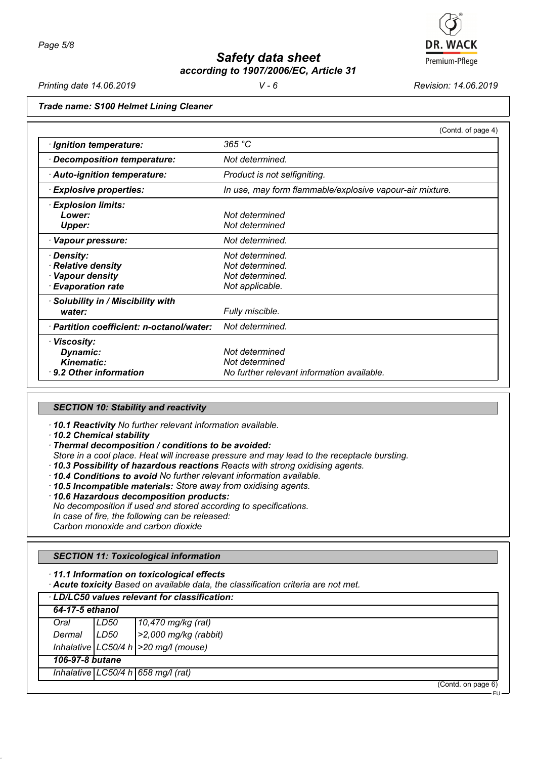**Trade name: S100 Helmet Lining Cleaner**

(Contd. of page 4)

| | |
|---|---|
| · **Ignition temperature:** | 365 °C |
| · **Decomposition temperature:** | Not determined. |
| · **Auto-ignition temperature:** | Product is not selfigniting. |
| · **Explosive properties:** | In use, may form flammable/explosive vapour-air mixture. |
| · **Explosion limits:** | |
| **Lower:** | Not determined |
| **Upper:** | Not determined |
| · **Vapour pressure:** | Not determined. |
| · **Density:** | Not determined. |
| · **Relative density** | Not determined. |
| · **Vapour density** | Not determined. |
| · **Evaporation rate** | Not applicable. |
| · **Solubility in / Miscibility with water:** | Fully miscible. |
| · **Partition coefficient: n-octanol/water:** | Not determined. |
| · **Viscosity:** | |
| **Dynamic:** | Not determined |
| **Kinematic:** | Not determined |
| · **9.2 Other information** | No further relevant information available. |

## SECTION 10: Stability and reactivity

· **10.1 Reactivity** No further relevant information available.
· **10.2 Chemical stability**
· **Thermal decomposition / conditions to be avoided:**
Store in a cool place. Heat will increase pressure and may lead to the receptacle bursting.
· **10.3 Possibility of hazardous reactions** Reacts with strong oxidising agents.
· **10.4 Conditions to avoid** No further relevant information available.
· **10.5 Incompatible materials:** Store away from oxidising agents.
· **10.6 Hazardous decomposition products:**
No decomposition if used and stored according to specifications.
In case of fire, the following can be released:
Carbon monoxide and carbon dioxide

## SECTION 11: Toxicological information

· **11.1 Information on toxicological effects**
· **Acute toxicity** Based on available data, the classification criteria are not met.

· **LD/LC50 values relevant for classification:**

| | | |
|---|---|---|
| **64-17-5 ethanol** | | |
| Oral | LD50 | 10,470 mg/kg (rat) |
| Dermal | LD50 | >2,000 mg/kg (rabbit) |
| Inhalative | LC50/4 h | >20 mg/l (mouse) |
| **106-97-8 butane** | | |
| Inhalative | LC50/4 h | 658 mg/l (rat) |

(Contd. on page 6)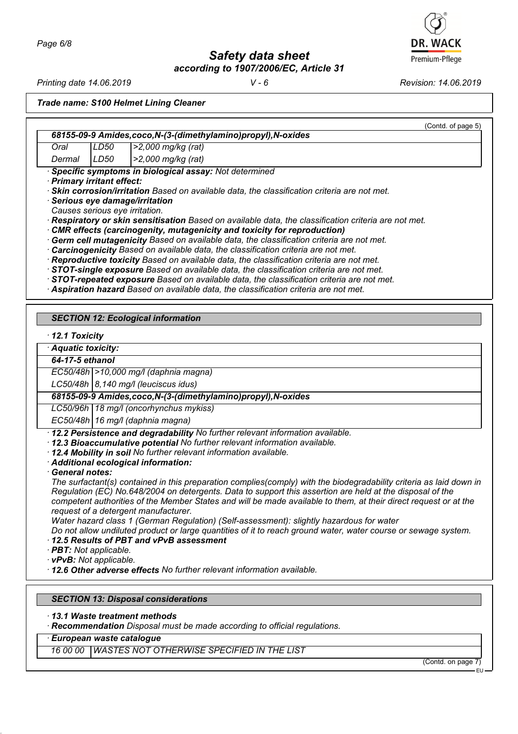**Trade name: S100 Helmet Lining Cleaner**

(Contd. of page 5)

| 68155-09-9 Amides,coco,N-(3-(dimethylamino)propyl),N-oxides | | |
|---|---|---|
| Oral | LD50 | >2,000 mg/kg (rat) |
| Dermal | LD50 | >2,000 mg/kg (rat) |

· **Specific symptoms in biological assay:** Not determined
· **Primary irritant effect:**
· **Skin corrosion/irritation** Based on available data, the classification criteria are not met.
· **Serious eye damage/irritation**
Causes serious eye irritation.
· **Respiratory or skin sensitisation** Based on available data, the classification criteria are not met.
· **CMR effects (carcinogenity, mutagenicity and toxicity for reproduction)**
· **Germ cell mutagenicity** Based on available data, the classification criteria are not met.
· **Carcinogenicity** Based on available data, the classification criteria are not met.
· **Reproductive toxicity** Based on available data, the classification criteria are not met.
· **STOT-single exposure** Based on available data, the classification criteria are not met.
· **STOT-repeated exposure** Based on available data, the classification criteria are not met.
· **Aspiration hazard** Based on available data, the classification criteria are not met.

## SECTION 12: Ecological information

· **12.1 Toxicity**

| · Aquatic toxicity: | |
|---|---|
| **64-17-5 ethanol** | |
| EC50/48h | >10,000 mg/l (daphnia magna) |
| LC50/48h | 8,140 mg/l (leuciscus idus) |
| **68155-09-9 Amides,coco,N-(3-(dimethylamino)propyl),N-oxides** | |
| LC50/96h | 18 mg/l (oncorhynchus mykiss) |
| EC50/48h | 16 mg/l (daphnia magna) |

· **12.2 Persistence and degradability** No further relevant information available.
· **12.3 Bioaccumulative potential** No further relevant information available.
· **12.4 Mobility in soil** No further relevant information available.
· **Additional ecological information:**
· **General notes:**
The surfactant(s) contained in this preparation complies(comply) with the biodegradability criteria as laid down in Regulation (EC) No.648/2004 on detergents. Data to support this assertion are held at the disposal of the competent authorities of the Member States and will be made available to them, at their direct request or at the request of a detergent manufacturer.
Water hazard class 1 (German Regulation) (Self-assessment): slightly hazardous for water
Do not allow undiluted product or large quantities of it to reach ground water, water course or sewage system.
· **12.5 Results of PBT and vPvB assessment**
· **PBT:** Not applicable.
· **vPvB:** Not applicable.
· **12.6 Other adverse effects** No further relevant information available.

## SECTION 13: Disposal considerations

· **13.1 Waste treatment methods**
· **Recommendation** Disposal must be made according to official regulations.

| · European waste catalogue | |
|---|---|
| 16 00 00 | WASTES NOT OTHERWISE SPECIFIED IN THE LIST |

(Contd. on page 7)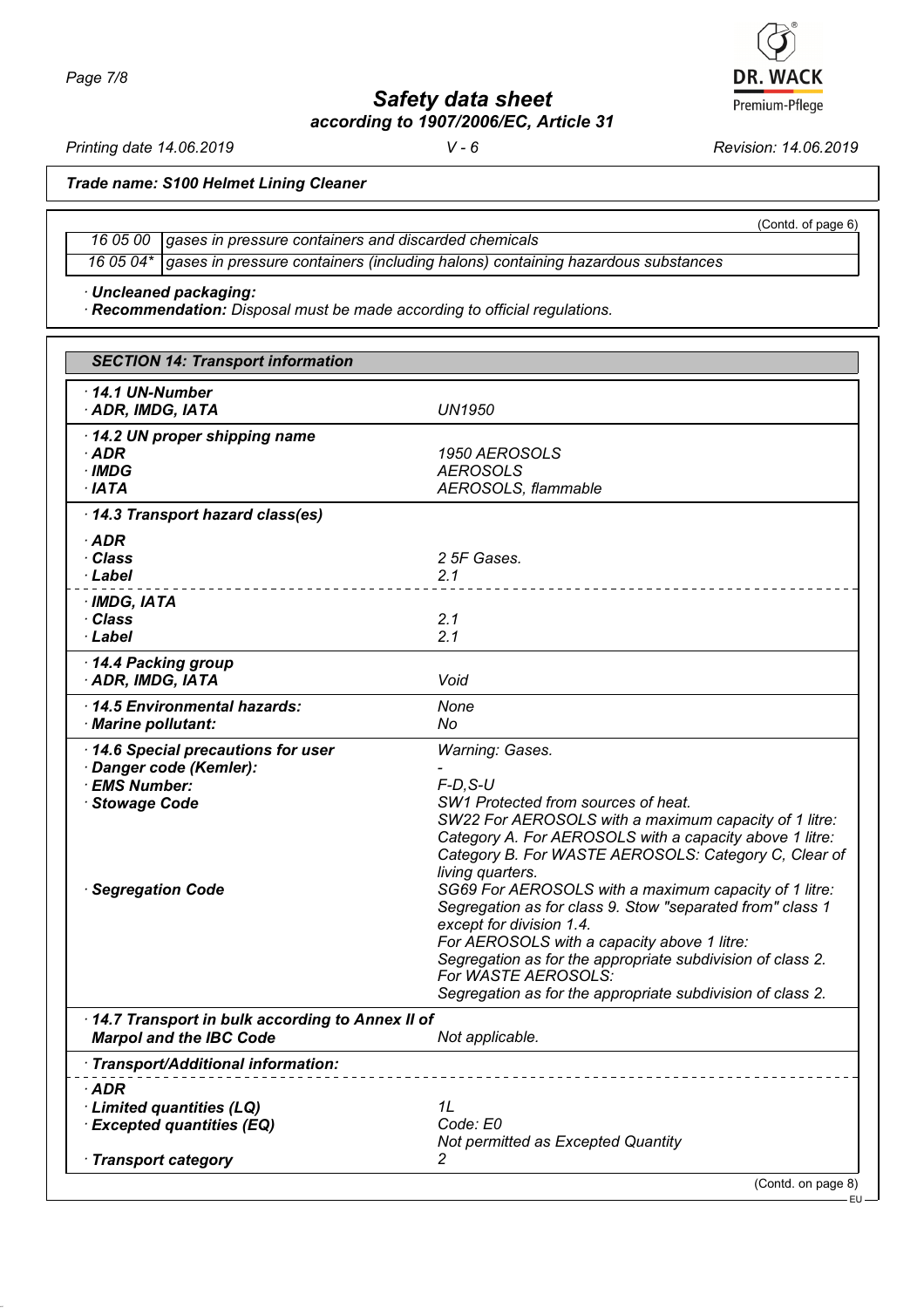**Trade name: S100 Helmet Lining Cleaner**

(Contd. of page 6)

| | |
|---|---|
| 16 05 00 | gases in pressure containers and discarded chemicals |
| 16 05 04* | gases in pressure containers (including halons) containing hazardous substances |

· **Uncleaned packaging:**
· **Recommendation:** Disposal must be made according to official regulations.

## SECTION 14: Transport information

| | |
|---|---|
| · **14.1 UN-Number** | |
| · **ADR, IMDG, IATA** | UN1950 |
| · **14.2 UN proper shipping name** | |
| · **ADR** | 1950 AEROSOLS |
| · **IMDG** | AEROSOLS |
| · **IATA** | AEROSOLS, flammable |
| · **14.3 Transport hazard class(es)** | |
| · **ADR** | |
| · **Class** | 2 5F Gases. |
| · **Label** | 2.1 |
| · **IMDG, IATA** | |
| · **Class** | 2.1 |
| · **Label** | 2.1 |
| · **14.4 Packing group** | |
| · **ADR, IMDG, IATA** | Void |
| · **14.5 Environmental hazards:** | None |
| · **Marine pollutant:** | No |
| · **14.6 Special precautions for user** | Warning: Gases. |
| · **Danger code (Kemler):** | - |
| · **EMS Number:** | F-D,S-U |
| · **Stowage Code** | SW1 Protected from sources of heat. SW22 For AEROSOLS with a maximum capacity of 1 litre: Category A. For AEROSOLS with a capacity above 1 litre: Category B. For WASTE AEROSOLS: Category C, Clear of living quarters. |
| · **Segregation Code** | SG69 For AEROSOLS with a maximum capacity of 1 litre: Segregation as for class 9. Stow "separated from" class 1 except for division 1.4. For AEROSOLS with a capacity above 1 litre: Segregation as for the appropriate subdivision of class 2. For WASTE AEROSOLS: Segregation as for the appropriate subdivision of class 2. |
| · **14.7 Transport in bulk according to Annex II of Marpol and the IBC Code** | Not applicable. |
| · **Transport/Additional information:** | |
| · **ADR** | |
| · **Limited quantities (LQ)** | 1L |
| · **Excepted quantities (EQ)** | Code: E0<br>Not permitted as Excepted Quantity |
| · **Transport category** | 2 |

(Contd. on page 8)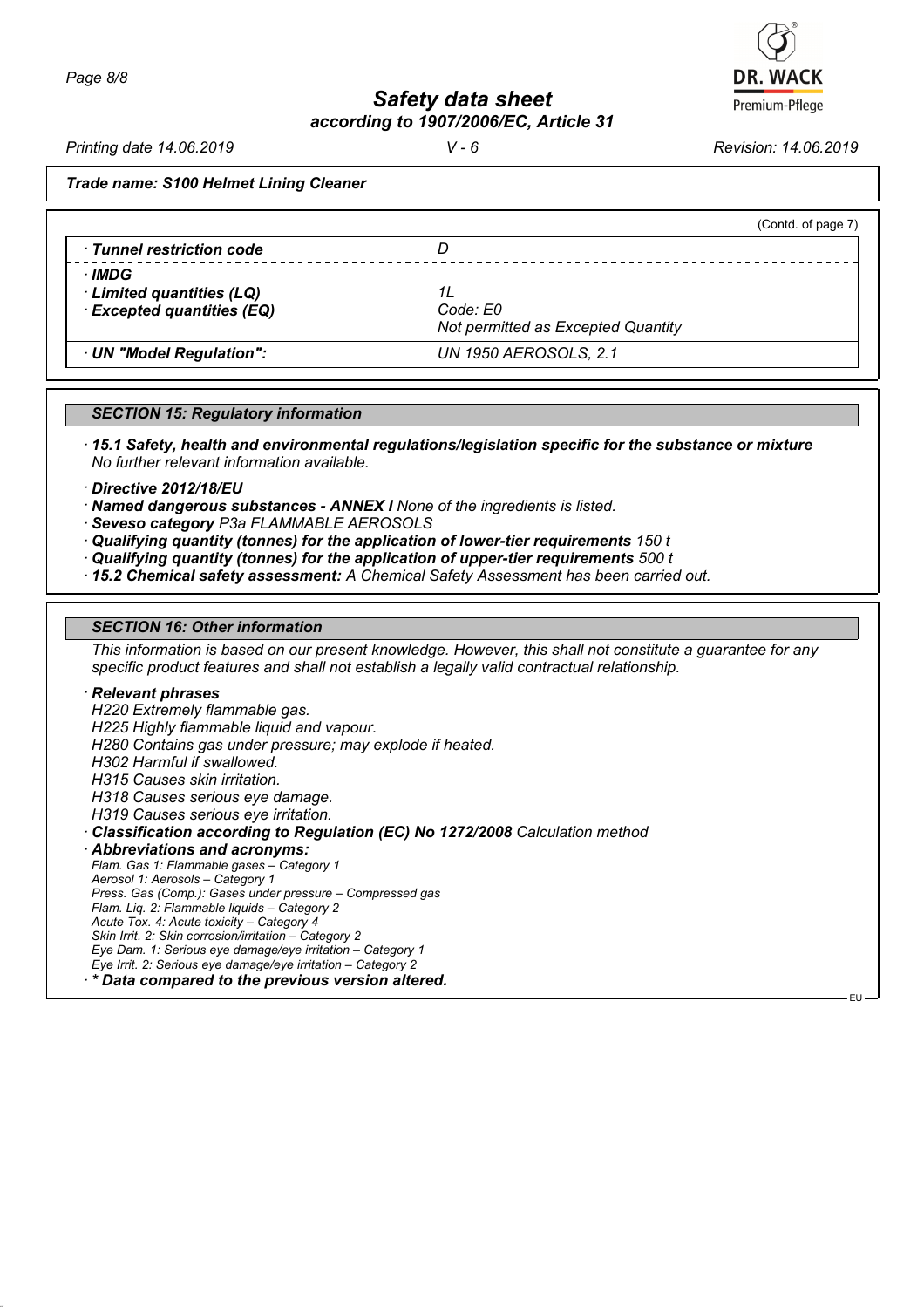Trade name: S100 Helmet Lining Cleaner

(Contd. of page 7)

| | |
|---|---|
| · **Tunnel restriction code** | D |
| · **IMDG** | |
| · **Limited quantities (LQ)** | 1L |
| · **Excepted quantities (EQ)** | Code: E0<br>Not permitted as Excepted Quantity |
| · **UN "Model Regulation":** | UN 1950 AEROSOLS, 2.1 |

## SECTION 15: Regulatory information

· **15.1 Safety, health and environmental regulations/legislation specific for the substance or mixture**
No further relevant information available.

· **Directive 2012/18/EU**
· **Named dangerous substances - ANNEX I** None of the ingredients is listed.
· **Seveso category** P3a FLAMMABLE AEROSOLS
· **Qualifying quantity (tonnes) for the application of lower-tier requirements** 150 t
· **Qualifying quantity (tonnes) for the application of upper-tier requirements** 500 t
· **15.2 Chemical safety assessment:** A Chemical Safety Assessment has been carried out.

## SECTION 16: Other information

This information is based on our present knowledge. However, this shall not constitute a guarantee for any specific product features and shall not establish a legally valid contractual relationship.

· **Relevant phrases**
H220 Extremely flammable gas.
H225 Highly flammable liquid and vapour.
H280 Contains gas under pressure; may explode if heated.
H302 Harmful if swallowed.
H315 Causes skin irritation.
H318 Causes serious eye damage.
H319 Causes serious eye irritation.

· **Classification according to Regulation (EC) No 1272/2008** Calculation method

· **Abbreviations and acronyms:**
Flam. Gas 1: Flammable gases – Category 1
Aerosol 1: Aerosols – Category 1
Press. Gas (Comp.): Gases under pressure – Compressed gas
Flam. Liq. 2: Flammable liquids – Category 2
Acute Tox. 4: Acute toxicity – Category 4
Skin Irrit. 2: Skin corrosion/irritation – Category 2
Eye Dam. 1: Serious eye damage/eye irritation – Category 1
Eye Irrit. 2: Serious eye damage/eye irritation – Category 2

· * **Data compared to the previous version altered.**